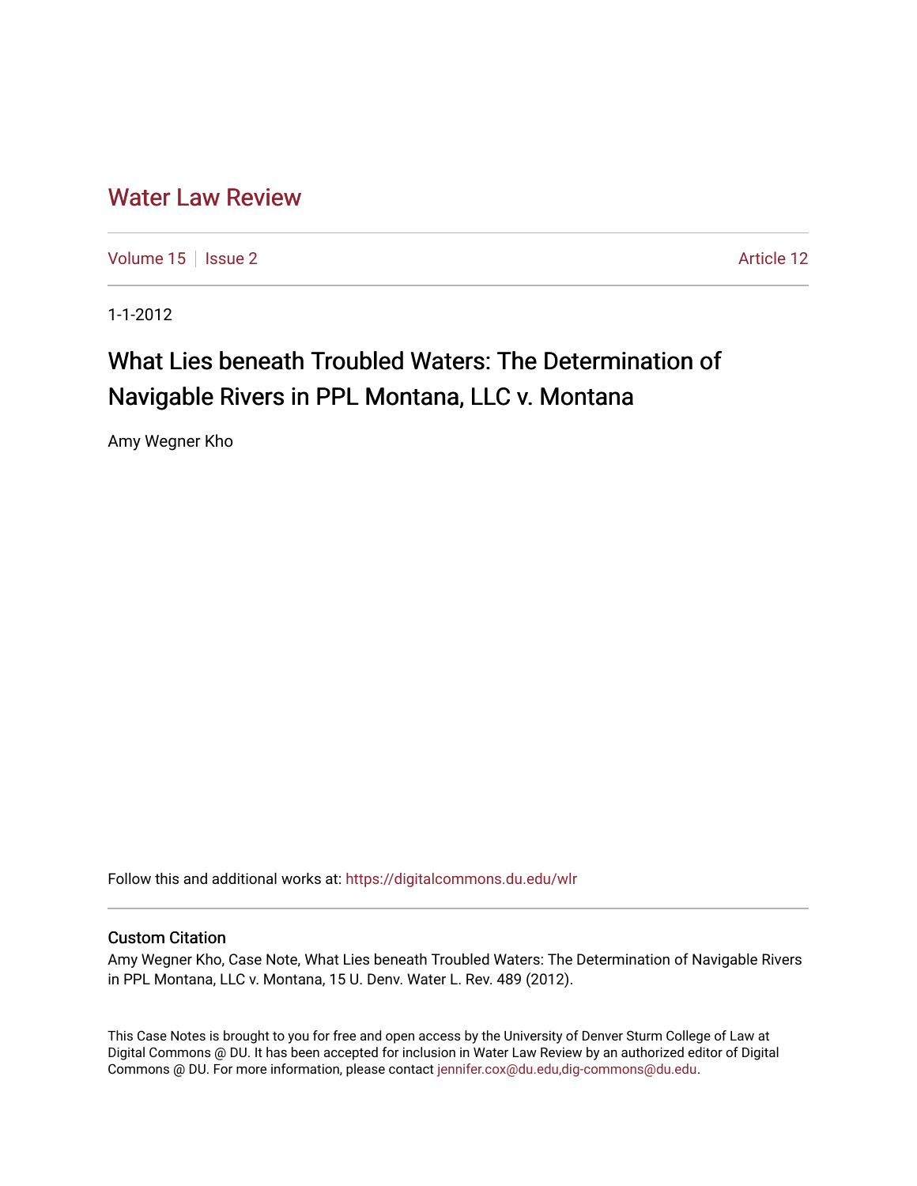# Water Law Review

Volume 15 | Issue 2 Article 12

1-1-2012

## What Lies beneath Troubled Waters: The Determination of Navigable Rivers in PPL Montana, LLC v. Montana

Amy Wegner Kho

Follow this and additional works at: https://digitalcommons.du.edu/wlr

### Custom Citation

Amy Wegner Kho, Case Note, What Lies beneath Troubled Waters: The Determination of Navigable Rivers in PPL Montana, LLC v. Montana, 15 U. Denv. Water L. Rev. 489 (2012).

This Case Notes is brought to you for free and open access by the University of Denver Sturm College of Law at Digital Commons @ DU. It has been accepted for inclusion in Water Law Review by an authorized editor of Digital Commons @ DU. For more information, please contact jennifer.cox@du.edu,dig-commons@du.edu.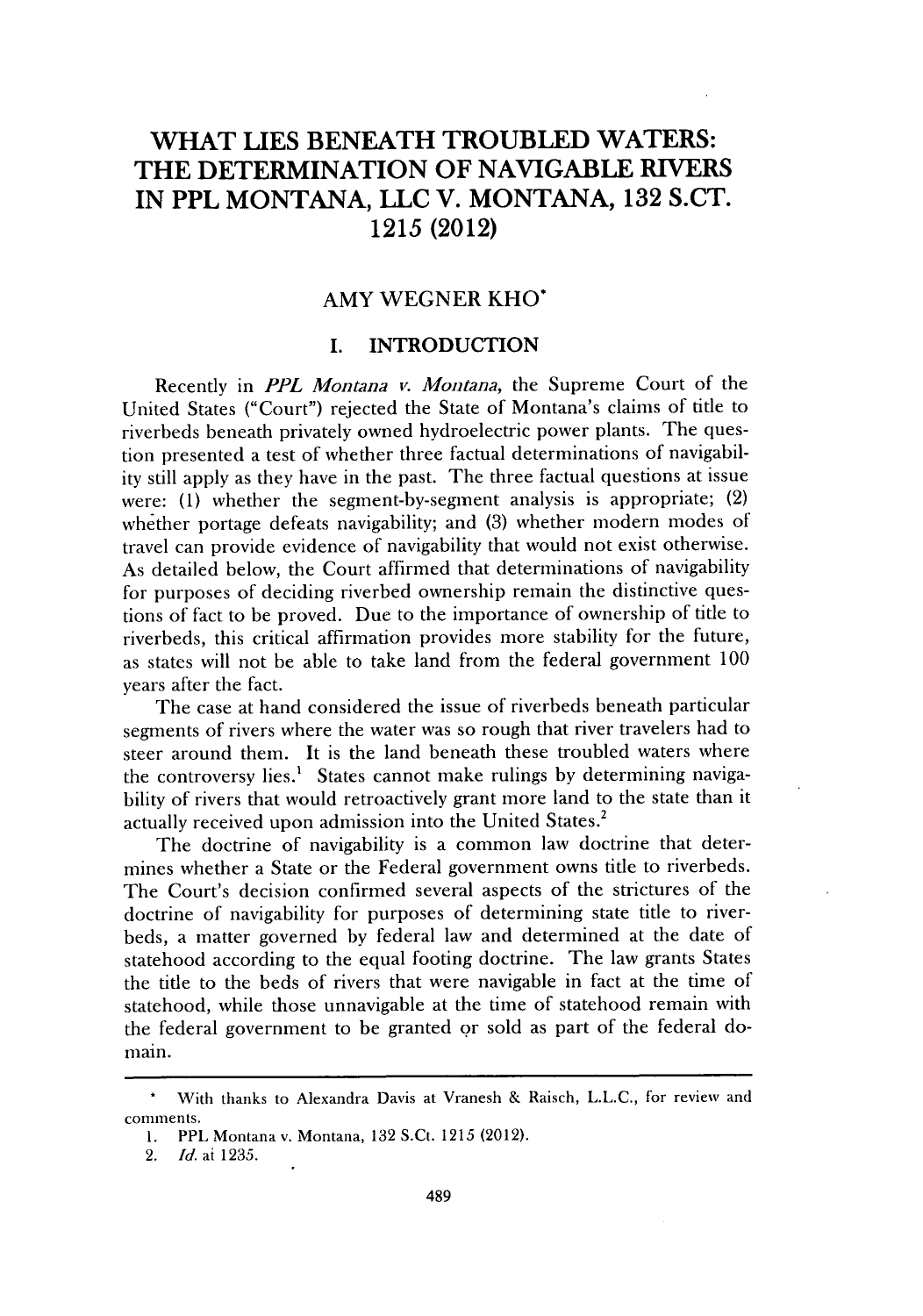# WHAT LIES BENEATH TROUBLED WATERS: THE DETERMINATION OF NAVIGABLE RIVERS IN PPL MONTANA, LLC V. MONTANA, 132 S.CT. 1215 (2012)

AMY WEGNER KHO*

## I. INTRODUCTION

Recently in *PPL Montana v. Montana*, the Supreme Court of the United States ("Court") rejected the State of Montana's claims of title to riverbeds beneath privately owned hydroelectric power plants. The question presented a test of whether three factual determinations of navigability still apply as they have in the past. The three factual questions at issue were: (1) whether the segment-by-segment analysis is appropriate; (2) whether portage defeats navigability; and (3) whether modern modes of travel can provide evidence of navigability that would not exist otherwise. As detailed below, the Court affirmed that determinations of navigability for purposes of deciding riverbed ownership remain the distinctive questions of fact to be proved. Due to the importance of ownership of title to riverbeds, this critical affirmation provides more stability for the future, as states will not be able to take land from the federal government 100 years after the fact.

The case at hand considered the issue of riverbeds beneath particular segments of rivers where the water was so rough that river travelers had to steer around them. It is the land beneath these troubled waters where the controversy lies.[1] States cannot make rulings by determining navigability of rivers that would retroactively grant more land to the state than it actually received upon admission into the United States.[2]

The doctrine of navigability is a common law doctrine that determines whether a State or the Federal government owns title to riverbeds. The Court's decision confirmed several aspects of the strictures of the doctrine of navigability for purposes of determining state title to riverbeds, a matter governed by federal law and determined at the date of statehood according to the equal footing doctrine. The law grants States the title to the beds of rivers that were navigable in fact at the time of statehood, while those unnavigable at the time of statehood remain with the federal government to be granted or sold as part of the federal domain.

---

\* With thanks to Alexandra Davis at Vranesh & Raisch, L.L.C., for review and comments.

1. PPL Montana v. Montana, 132 S.Ct. 1215 (2012).
2. *Id.* at 1235.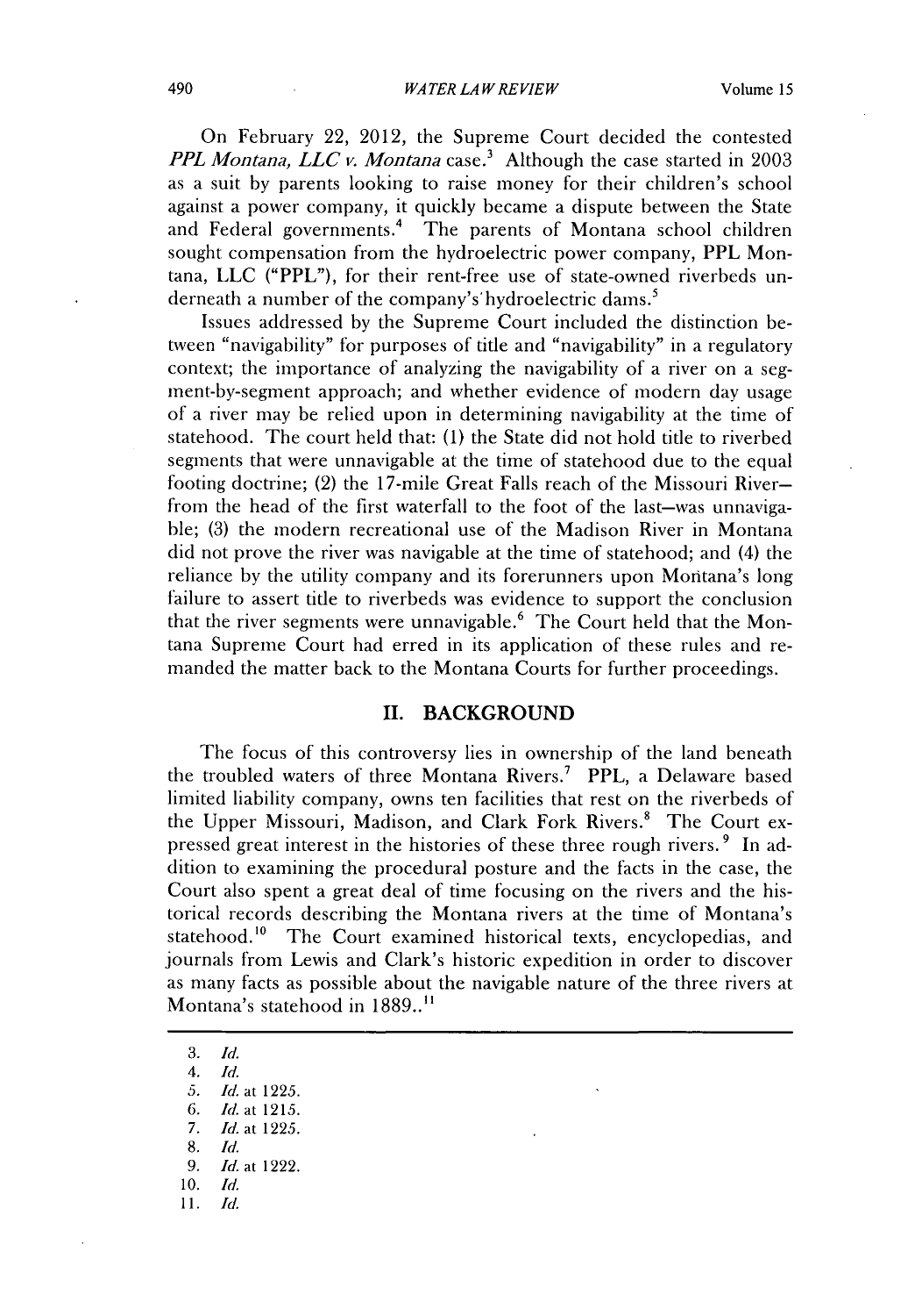On February 22, 2012, the Supreme Court decided the contested *PPL Montana, LLC v. Montana* case.[3] Although the case started in 2003 as a suit by parents looking to raise money for their children's school against a power company, it quickly became a dispute between the State and Federal governments.[4] The parents of Montana school children sought compensation from the hydroelectric power company, PPL Montana, LLC ("PPL"), for their rent-free use of state-owned riverbeds underneath a number of the company's hydroelectric dams.[5]

Issues addressed by the Supreme Court included the distinction between "navigability" for purposes of title and "navigability" in a regulatory context; the importance of analyzing the navigability of a river on a segment-by-segment approach; and whether evidence of modern day usage of a river may be relied upon in determining navigability at the time of statehood. The court held that: (1) the State did not hold title to riverbed segments that were unnavigable at the time of statehood due to the equal footing doctrine; (2) the 17-mile Great Falls reach of the Missouri River—from the head of the first waterfall to the foot of the last—was unnavigable; (3) the modern recreational use of the Madison River in Montana did not prove the river was navigable at the time of statehood; and (4) the reliance by the utility company and its forerunners upon Montana's long failure to assert title to riverbeds was evidence to support the conclusion that the river segments were unnavigable.[6] The Court held that the Montana Supreme Court had erred in its application of these rules and remanded the matter back to the Montana Courts for further proceedings.

## II. BACKGROUND

The focus of this controversy lies in ownership of the land beneath the troubled waters of three Montana Rivers.[7] PPL, a Delaware based limited liability company, owns ten facilities that rest on the riverbeds of the Upper Missouri, Madison, and Clark Fork Rivers.[8] The Court expressed great interest in the histories of these three rough rivers.[9] In addition to examining the procedural posture and the facts in the case, the Court also spent a great deal of time focusing on the rivers and the historical records describing the Montana rivers at the time of Montana's statehood.[10] The Court examined historical texts, encyclopedias, and journals from Lewis and Clark's historic expedition in order to discover as many facts as possible about the navigable nature of the three rivers at Montana's statehood in 1889..[11]

---

3. *Id.*
4. *Id.*
5. *Id.* at 1225.
6. *Id.* at 1215.
7. *Id.* at 1225.
8. *Id.*
9. *Id.* at 1222.
10. *Id.*
11. *Id.*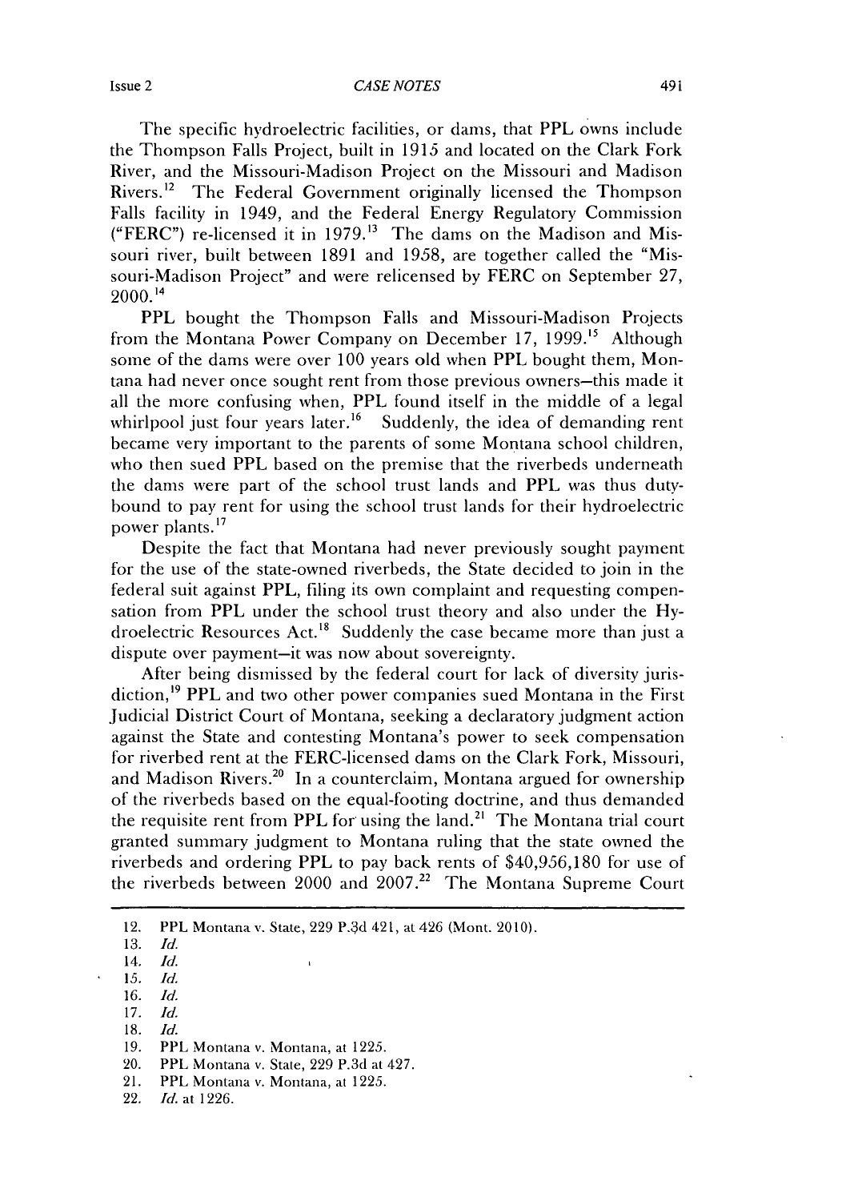The specific hydroelectric facilities, or dams, that PPL owns include the Thompson Falls Project, built in 1915 and located on the Clark Fork River, and the Missouri-Madison Project on the Missouri and Madison Rivers.[12] The Federal Government originally licensed the Thompson Falls facility in 1949, and the Federal Energy Regulatory Commission ("FERC") re-licensed it in 1979.[13] The dams on the Madison and Missouri river, built between 1891 and 1958, are together called the "Missouri-Madison Project" and were relicensed by FERC on September 27, 2000.[14]

PPL bought the Thompson Falls and Missouri-Madison Projects from the Montana Power Company on December 17, 1999.[15] Although some of the dams were over 100 years old when PPL bought them, Montana had never once sought rent from those previous owners–this made it all the more confusing when, PPL found itself in the middle of a legal whirlpool just four years later.[16] Suddenly, the idea of demanding rent became very important to the parents of some Montana school children, who then sued PPL based on the premise that the riverbeds underneath the dams were part of the school trust lands and PPL was thus duty-bound to pay rent for using the school trust lands for their hydroelectric power plants.[17]

Despite the fact that Montana had never previously sought payment for the use of the state-owned riverbeds, the State decided to join in the federal suit against PPL, filing its own complaint and requesting compensation from PPL under the school trust theory and also under the Hydroelectric Resources Act.[18] Suddenly the case became more than just a dispute over payment–it was now about sovereignty.

After being dismissed by the federal court for lack of diversity jurisdiction,[19] PPL and two other power companies sued Montana in the First Judicial District Court of Montana, seeking a declaratory judgment action against the State and contesting Montana's power to seek compensation for riverbed rent at the FERC-licensed dams on the Clark Fork, Missouri, and Madison Rivers.[20] In a counterclaim, Montana argued for ownership of the riverbeds based on the equal-footing doctrine, and thus demanded the requisite rent from PPL for using the land.[21] The Montana trial court granted summary judgment to Montana ruling that the state owned the riverbeds and ordering PPL to pay back rents of $40,956,180 for use of the riverbeds between 2000 and 2007.[22] The Montana Supreme Court

---

12. PPL Montana v. State, 229 P.3d 421, at 426 (Mont. 2010).
13. *Id.*
14. *Id.*
15. *Id.*
16. *Id.*
17. *Id.*
18. *Id.*
19. PPL Montana v. Montana, at 1225.
20. PPL Montana v. State, 229 P.3d at 427.
21. PPL Montana v. Montana, at 1225.
22. *Id.* at 1226.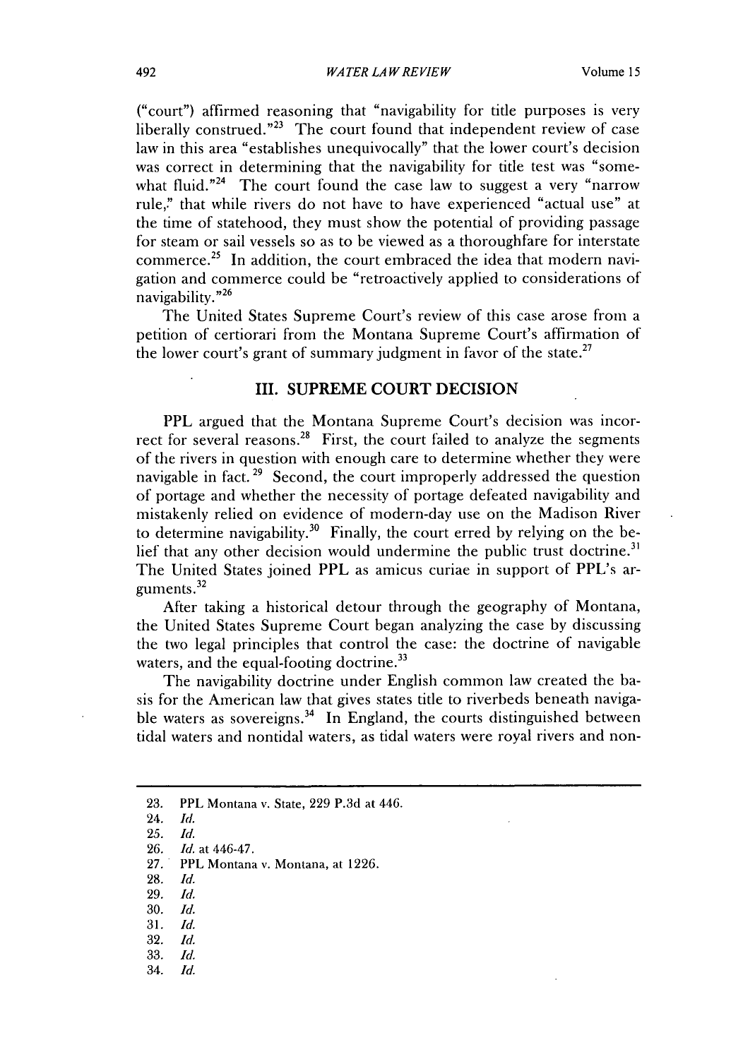("court") affirmed reasoning that "navigability for title purposes is very liberally construed."[23] The court found that independent review of case law in this area "establishes unequivocally" that the lower court's decision was correct in determining that the navigability for title test was "somewhat fluid."[24] The court found the case law to suggest a very "narrow rule," that while rivers do not have to have experienced "actual use" at the time of statehood, they must show the potential of providing passage for steam or sail vessels so as to be viewed as a thoroughfare for interstate commerce.[25] In addition, the court embraced the idea that modern navigation and commerce could be "retroactively applied to considerations of navigability."[26]

The United States Supreme Court's review of this case arose from a petition of certiorari from the Montana Supreme Court's affirmation of the lower court's grant of summary judgment in favor of the state.[27]

## III. SUPREME COURT DECISION

PPL argued that the Montana Supreme Court's decision was incorrect for several reasons.[28] First, the court failed to analyze the segments of the rivers in question with enough care to determine whether they were navigable in fact.[29] Second, the court improperly addressed the question of portage and whether the necessity of portage defeated navigability and mistakenly relied on evidence of modern-day use on the Madison River to determine navigability.[30] Finally, the court erred by relying on the belief that any other decision would undermine the public trust doctrine.[31] The United States joined PPL as amicus curiae in support of PPL's arguments.[32]

After taking a historical detour through the geography of Montana, the United States Supreme Court began analyzing the case by discussing the two legal principles that control the case: the doctrine of navigable waters, and the equal-footing doctrine.[33]

The navigability doctrine under English common law created the basis for the American law that gives states title to riverbeds beneath navigable waters as sovereigns.[34] In England, the courts distinguished between tidal waters and nontidal waters, as tidal waters were royal rivers and non-

---

23. PPL Montana v. State, 229 P.3d at 446.
24. *Id.*
25. *Id.*
26. *Id.* at 446-47.
27. PPL Montana v. Montana, at 1226.
28. *Id.*
29. *Id.*
30. *Id.*
31. *Id.*
32. *Id.*
33. *Id.*
34. *Id.*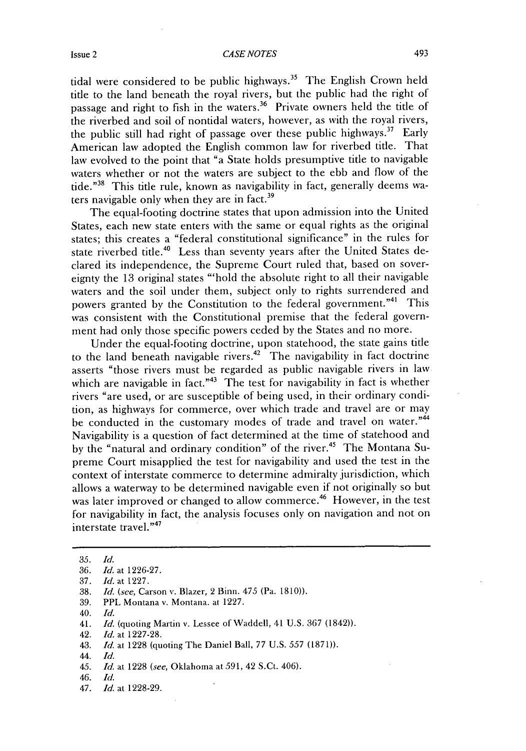tidal were considered to be public highways.[35] The English Crown held title to the land beneath the royal rivers, but the public had the right of passage and right to fish in the waters.[36] Private owners held the title of the riverbed and soil of nontidal waters, however, as with the royal rivers, the public still had right of passage over these public highways.[37] Early American law adopted the English common law for riverbed title. That law evolved to the point that "a State holds presumptive title to navigable waters whether or not the waters are subject to the ebb and flow of the tide."[38] This title rule, known as navigability in fact, generally deems waters navigable only when they are in fact.[39]

The equal-footing doctrine states that upon admission into the United States, each new state enters with the same or equal rights as the original states; this creates a "federal constitutional significance" in the rules for state riverbed title.[40] Less than seventy years after the United States declared its independence, the Supreme Court ruled that, based on sovereignty the 13 original states "'hold the absolute right to all their navigable waters and the soil under them, subject only to rights surrendered and powers granted by the Constitution to the federal government."[41] This was consistent with the Constitutional premise that the federal government had only those specific powers ceded by the States and no more.

Under the equal-footing doctrine, upon statehood, the state gains title to the land beneath navigable rivers.[42] The navigability in fact doctrine asserts "those rivers must be regarded as public navigable rivers in law which are navigable in fact."[43] The test for navigability in fact is whether rivers "are used, or are susceptible of being used, in their ordinary condition, as highways for commerce, over which trade and travel are or may be conducted in the customary modes of trade and travel on water."[44] Navigability is a question of fact determined at the time of statehood and by the "natural and ordinary condition" of the river.[45] The Montana Supreme Court misapplied the test for navigability and used the test in the context of interstate commerce to determine admiralty jurisdiction, which allows a waterway to be determined navigable even if not originally so but was later improved or changed to allow commerce.[46] However, in the test for navigability in fact, the analysis focuses only on navigation and not on interstate travel."[47]

---

35. *Id.*
36. *Id.* at 1226-27.
37. *Id.* at 1227.
38. *Id.* (*see*, Carson v. Blazer, 2 Binn. 475 (Pa. 1810)).
39. PPL Montana v. Montana. at 1227.
40. *Id.*
41. *Id.* (quoting Martin v. Lessee of Waddell, 41 U.S. 367 (1842)).
42. *Id.* at 1227-28.
43. *Id.* at 1228 (quoting The Daniel Ball, 77 U.S. 557 (1871)).
44. *Id.*
45. *Id.* at 1228 (*see*, Oklahoma at 591, 42 S.Ct. 406).
46. *Id.*
47. *Id.* at 1228-29.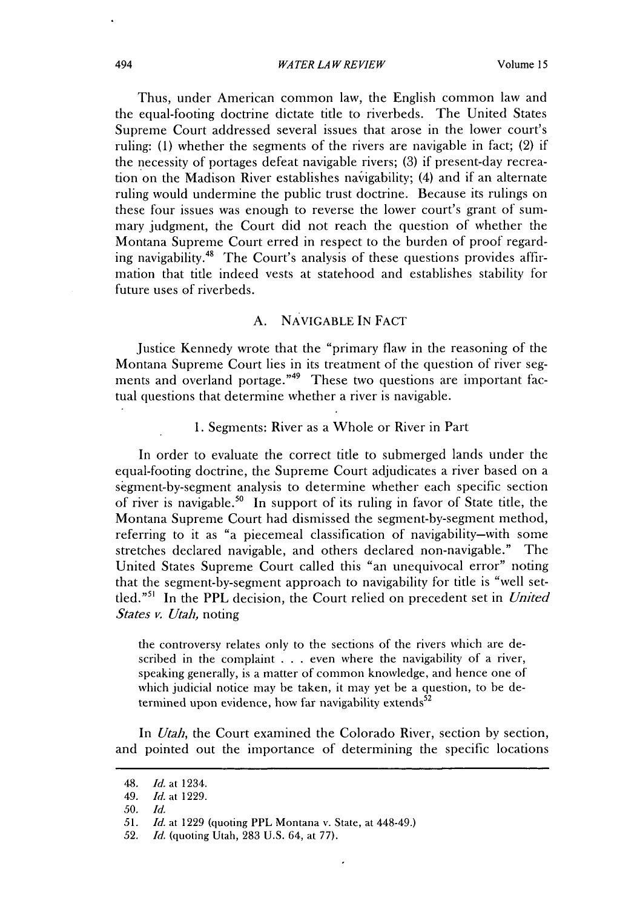Thus, under American common law, the English common law and the equal-footing doctrine dictate title to riverbeds. The United States Supreme Court addressed several issues that arose in the lower court's ruling: (1) whether the segments of the rivers are navigable in fact; (2) if the necessity of portages defeat navigable rivers; (3) if present-day recreation on the Madison River establishes navigability; (4) and if an alternate ruling would undermine the public trust doctrine. Because its rulings on these four issues was enough to reverse the lower court's grant of summary judgment, the Court did not reach the question of whether the Montana Supreme Court erred in respect to the burden of proof regarding navigability.[48] The Court's analysis of these questions provides affirmation that title indeed vests at statehood and establishes stability for future uses of riverbeds.

## A. NAVIGABLE IN FACT

Justice Kennedy wrote that the "primary flaw in the reasoning of the Montana Supreme Court lies in its treatment of the question of river segments and overland portage."[49] These two questions are important factual questions that determine whether a river is navigable.

### 1. Segments: River as a Whole or River in Part

In order to evaluate the correct title to submerged lands under the equal-footing doctrine, the Supreme Court adjudicates a river based on a segment-by-segment analysis to determine whether each specific section of river is navigable.[50] In support of its ruling in favor of State title, the Montana Supreme Court had dismissed the segment-by-segment method, referring to it as "a piecemeal classification of navigability–with some stretches declared navigable, and others declared non-navigable." The United States Supreme Court called this "an unequivocal error" noting that the segment-by-segment approach to navigability for title is "well settled."[51] In the PPL decision, the Court relied on precedent set in *United States v. Utah,* noting

> the controversy relates only to the sections of the rivers which are described in the complaint . . . even where the navigability of a river, speaking generally, is a matter of common knowledge, and hence one of which judicial notice may be taken, it may yet be a question, to be determined upon evidence, how far navigability extends[52]

In *Utah,* the Court examined the Colorado River, section by section, and pointed out the importance of determining the specific locations

---

48. *Id.* at 1234.
49. *Id.* at 1229.
50. *Id.*
51. *Id.* at 1229 (quoting PPL Montana v. State, at 448-49.)
52. *Id.* (quoting Utah, 283 U.S. 64, at 77).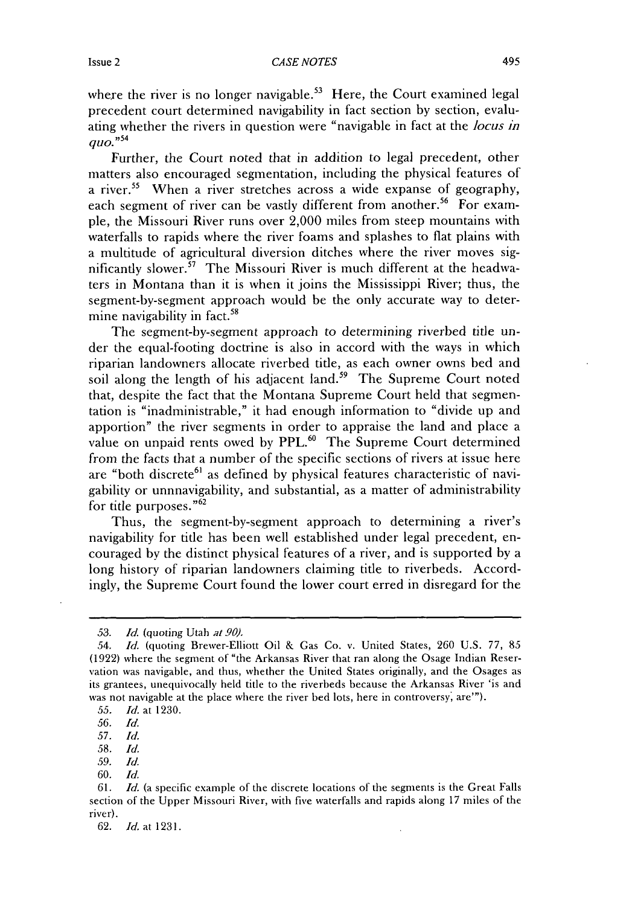where the river is no longer navigable.[53] Here, the Court examined legal precedent court determined navigability in fact section by section, evaluating whether the rivers in question were "navigable in fact at the *locus in quo*."[54]

Further, the Court noted that in addition to legal precedent, other matters also encouraged segmentation, including the physical features of a river.[55] When a river stretches across a wide expanse of geography, each segment of river can be vastly different from another.[56] For example, the Missouri River runs over 2,000 miles from steep mountains with waterfalls to rapids where the river foams and splashes to flat plains with a multitude of agricultural diversion ditches where the river moves significantly slower.[57] The Missouri River is much different at the headwaters in Montana than it is when it joins the Mississippi River; thus, the segment-by-segment approach would be the only accurate way to determine navigability in fact.[58]

The segment-by-segment approach to determining riverbed title under the equal-footing doctrine is also in accord with the ways in which riparian landowners allocate riverbed title, as each owner owns bed and soil along the length of his adjacent land.[59] The Supreme Court noted that, despite the fact that the Montana Supreme Court held that segmentation is "inadministrable," it had enough information to "divide up and apportion" the river segments in order to appraise the land and place a value on unpaid rents owed by PPL.[60] The Supreme Court determined from the facts that a number of the specific sections of rivers at issue here are "both discrete[61] as defined by physical features characteristic of navigability or unnnavigability, and substantial, as a matter of administrability for title purposes."[62]

Thus, the segment-by-segment approach to determining a river's navigability for title has been well established under legal precedent, encouraged by the distinct physical features of a river, and is supported by a long history of riparian landowners claiming title to riverbeds. Accordingly, the Supreme Court found the lower court erred in disregard for the

---

53. *Id.* (quoting Utah *at 90).*

54. *Id.* (quoting Brewer-Elliott Oil & Gas Co. v. United States, 260 U.S. 77, 85 (1922) where the segment of "the Arkansas River that ran along the Osage Indian Reservation was navigable, and thus, whether the United States originally, and the Osages as its grantees, unequivocally held title to the riverbeds because the Arkansas River 'is and was not navigable at the place where the river bed lots, here in controversy, are'").

55. *Id.* at 1230.

56. *Id.*

57. *Id.*

58. *Id.*

59. *Id.*

60. *Id.*

61. *Id.* (a specific example of the discrete locations of the segments is the Great Falls section of the Upper Missouri River, with five waterfalls and rapids along 17 miles of the river).

62. *Id.* at 1231.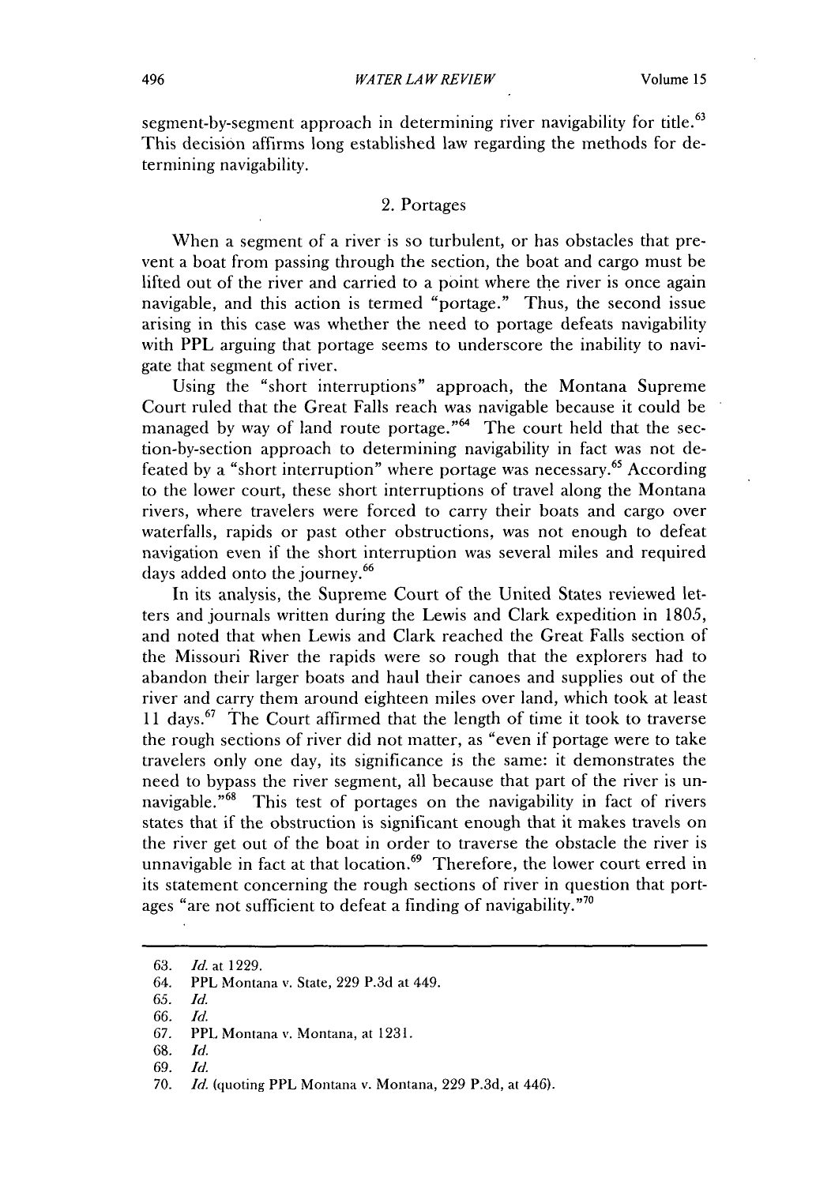segment-by-segment approach in determining river navigability for title.[63] This decision affirms long established law regarding the methods for determining navigability.

### 2. Portages

When a segment of a river is so turbulent, or has obstacles that prevent a boat from passing through the section, the boat and cargo must be lifted out of the river and carried to a point where the river is once again navigable, and this action is termed "portage." Thus, the second issue arising in this case was whether the need to portage defeats navigability with PPL arguing that portage seems to underscore the inability to navigate that segment of river.

Using the "short interruptions" approach, the Montana Supreme Court ruled that the Great Falls reach was navigable because it could be managed by way of land route portage."[64] The court held that the section-by-section approach to determining navigability in fact was not defeated by a "short interruption" where portage was necessary.[65] According to the lower court, these short interruptions of travel along the Montana rivers, where travelers were forced to carry their boats and cargo over waterfalls, rapids or past other obstructions, was not enough to defeat navigation even if the short interruption was several miles and required days added onto the journey.[66]

In its analysis, the Supreme Court of the United States reviewed letters and journals written during the Lewis and Clark expedition in 1805, and noted that when Lewis and Clark reached the Great Falls section of the Missouri River the rapids were so rough that the explorers had to abandon their larger boats and haul their canoes and supplies out of the river and carry them around eighteen miles over land, which took at least 11 days.[67] The Court affirmed that the length of time it took to traverse the rough sections of river did not matter, as "even if portage were to take travelers only one day, its significance is the same: it demonstrates the need to bypass the river segment, all because that part of the river is unnavigable."[68] This test of portages on the navigability in fact of rivers states that if the obstruction is significant enough that it makes travels on the river get out of the boat in order to traverse the obstacle the river is unnavigable in fact at that location.[69] Therefore, the lower court erred in its statement concerning the rough sections of river in question that portages "are not sufficient to defeat a finding of navigability."[70]

---

63. *Id.* at 1229.
64. PPL Montana v. State, 229 P.3d at 449.
65. *Id.*
66. *Id.*
67. PPL Montana v. Montana, at 1231.
68. *Id.*
69. *Id.*
70. *Id.* (quoting PPL Montana v. Montana, 229 P.3d, at 446).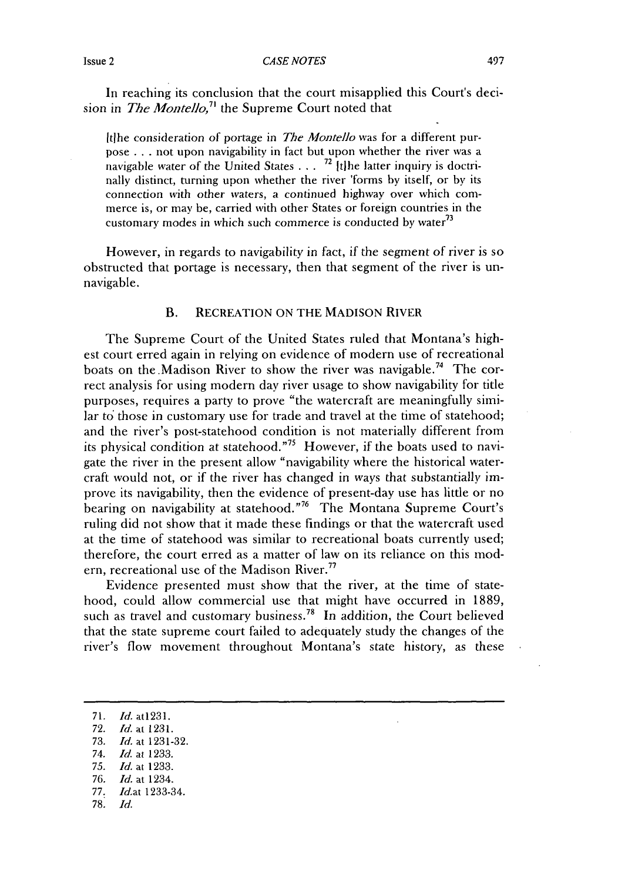In reaching its conclusion that the court misapplied this Court's decision in *The Montello*,[71] the Supreme Court noted that

> [t]he consideration of portage in *The Montello* was for a different purpose . . . not upon navigability in fact but upon whether the river was a navigable water of the United States . . . [72] [t]he latter inquiry is doctrinally distinct, turning upon whether the river 'forms by itself, or by its connection with other waters, a continued highway over which commerce is, or may be, carried with other States or foreign countries in the customary modes in which such commerce is conducted by water[73]

However, in regards to navigability in fact, if the segment of river is so obstructed that portage is necessary, then that segment of the river is unnavigable.

### B. RECREATION ON THE MADISON RIVER

The Supreme Court of the United States ruled that Montana's highest court erred again in relying on evidence of modern use of recreational boats on the Madison River to show the river was navigable.[74] The correct analysis for using modern day river usage to show navigability for title purposes, requires a party to prove "the watercraft are meaningfully similar to those in customary use for trade and travel at the time of statehood; and the river's post-statehood condition is not materially different from its physical condition at statehood."[75] However, if the boats used to navigate the river in the present allow "navigability where the historical watercraft would not, or if the river has changed in ways that substantially improve its navigability, then the evidence of present-day use has little or no bearing on navigability at statehood."[76] The Montana Supreme Court's ruling did not show that it made these findings or that the watercraft used at the time of statehood was similar to recreational boats currently used; therefore, the court erred as a matter of law on its reliance on this modern, recreational use of the Madison River.[77]

Evidence presented must show that the river, at the time of statehood, could allow commercial use that might have occurred in 1889, such as travel and customary business.[78] In addition, the Court believed that the state supreme court failed to adequately study the changes of the river's flow movement throughout Montana's state history, as these

---

71. *Id.* at1231.
72. *Id.* at 1231.
73. *Id.* at 1231-32.
74. *Id.* at 1233.
75. *Id.* at 1233.
76. *Id.* at 1234.
77. *Id.*at 1233-34.
78. *Id.*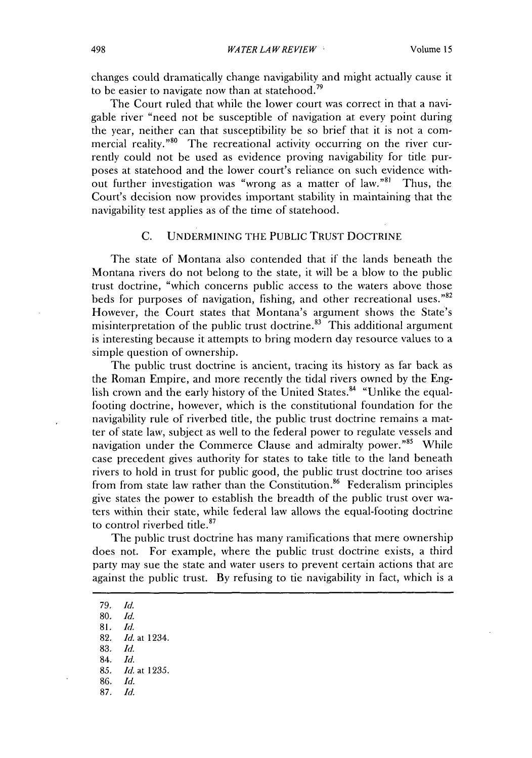changes could dramatically change navigability and might actually cause it to be easier to navigate now than at statehood.[79]

The Court ruled that while the lower court was correct in that a navigable river "need not be susceptible of navigation at every point during the year, neither can that susceptibility be so brief that it is not a commercial reality."[80] The recreational activity occurring on the river currently could not be used as evidence proving navigability for title purposes at statehood and the lower court's reliance on such evidence without further investigation was "wrong as a matter of law."[81] Thus, the Court's decision now provides important stability in maintaining that the navigability test applies as of the time of statehood.

### C. UNDERMINING THE PUBLIC TRUST DOCTRINE

The state of Montana also contended that if the lands beneath the Montana rivers do not belong to the state, it will be a blow to the public trust doctrine, "which concerns public access to the waters above those beds for purposes of navigation, fishing, and other recreational uses."[82] However, the Court states that Montana's argument shows the State's misinterpretation of the public trust doctrine.[83] This additional argument is interesting because it attempts to bring modern day resource values to a simple question of ownership.

The public trust doctrine is ancient, tracing its history as far back as the Roman Empire, and more recently the tidal rivers owned by the English crown and the early history of the United States.[84] "Unlike the equal-footing doctrine, however, which is the constitutional foundation for the navigability rule of riverbed title, the public trust doctrine remains a matter of state law, subject as well to the federal power to regulate vessels and navigation under the Commerce Clause and admiralty power."[85] While case precedent gives authority for states to take title to the land beneath rivers to hold in trust for public good, the public trust doctrine too arises from from state law rather than the Constitution.[86] Federalism principles give states the power to establish the breadth of the public trust over waters within their state, while federal law allows the equal-footing doctrine to control riverbed title.[87]

The public trust doctrine has many ramifications that mere ownership does not. For example, where the public trust doctrine exists, a third party may sue the state and water users to prevent certain actions that are against the public trust. By refusing to tie navigability in fact, which is a

---

79. *Id.*
80. *Id.*
81. *Id.*
82. *Id.* at 1234.
83. *Id.*
84. *Id.*
85. *Id.* at 1235.
86. *Id.*
87. *Id.*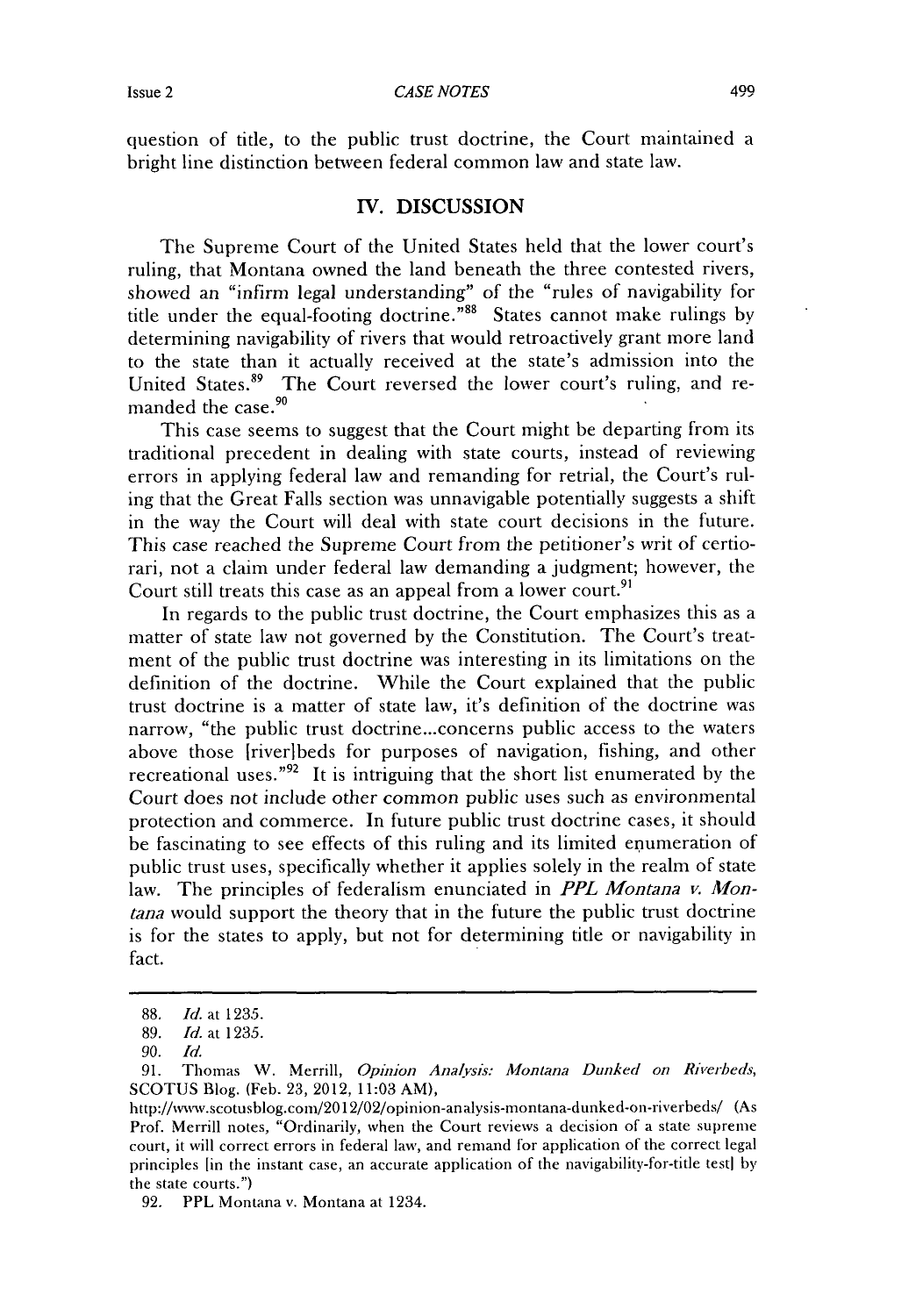question of title, to the public trust doctrine, the Court maintained a bright line distinction between federal common law and state law.

## IV. DISCUSSION

The Supreme Court of the United States held that the lower court's ruling, that Montana owned the land beneath the three contested rivers, showed an "infirm legal understanding" of the "rules of navigability for title under the equal-footing doctrine."[88] States cannot make rulings by determining navigability of rivers that would retroactively grant more land to the state than it actually received at the state's admission into the United States.[89] The Court reversed the lower court's ruling, and remanded the case.[90]

This case seems to suggest that the Court might be departing from its traditional precedent in dealing with state courts, instead of reviewing errors in applying federal law and remanding for retrial, the Court's ruling that the Great Falls section was unnavigable potentially suggests a shift in the way the Court will deal with state court decisions in the future. This case reached the Supreme Court from the petitioner's writ of certiorari, not a claim under federal law demanding a judgment; however, the Court still treats this case as an appeal from a lower court.[91]

In regards to the public trust doctrine, the Court emphasizes this as a matter of state law not governed by the Constitution. The Court's treatment of the public trust doctrine was interesting in its limitations on the definition of the doctrine. While the Court explained that the public trust doctrine is a matter of state law, it's definition of the doctrine was narrow, "the public trust doctrine...concerns public access to the waters above those [river]beds for purposes of navigation, fishing, and other recreational uses."[92] It is intriguing that the short list enumerated by the Court does not include other common public uses such as environmental protection and commerce. In future public trust doctrine cases, it should be fascinating to see effects of this ruling and its limited enumeration of public trust uses, specifically whether it applies solely in the realm of state law. The principles of federalism enunciated in *PPL Montana v. Montana* would support the theory that in the future the public trust doctrine is for the states to apply, but not for determining title or navigability in fact.

---

88. *Id.* at 1235.

89. *Id.* at 1235.

90. *Id.*

91. Thomas W. Merrill, *Opinion Analysis: Montana Dunked on Riverbeds*, SCOTUS Blog. (Feb. 23, 2012, 11:03 AM), http://www.scotusblog.com/2012/02/opinion-analysis-montana-dunked-on-riverbeds/ (As Prof. Merrill notes, "Ordinarily, when the Court reviews a decision of a state supreme court, it will correct errors in federal law, and remand for application of the correct legal principles [in the instant case, an accurate application of the navigability-for-title test] by the state courts.")

92. PPL Montana v. Montana at 1234.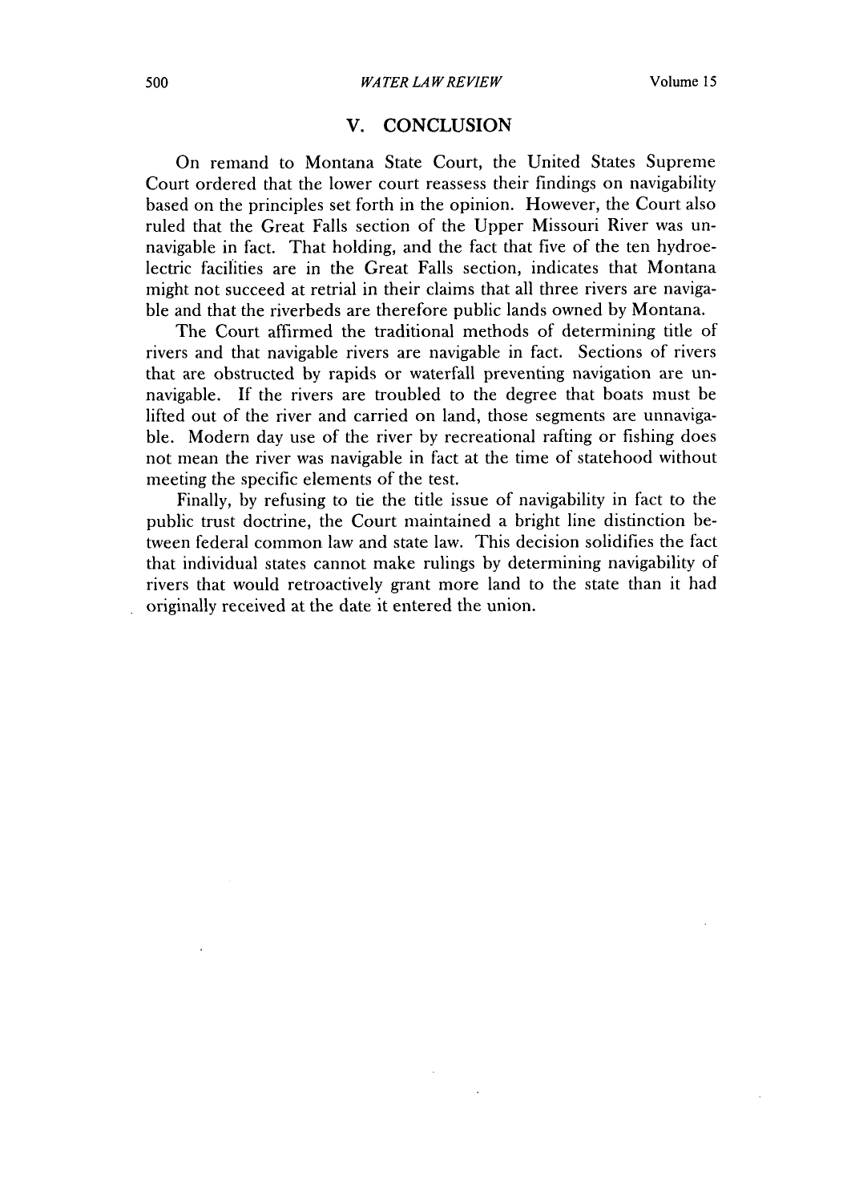## V. CONCLUSION

On remand to Montana State Court, the United States Supreme Court ordered that the lower court reassess their findings on navigability based on the principles set forth in the opinion. However, the Court also ruled that the Great Falls section of the Upper Missouri River was unnavigable in fact. That holding, and the fact that five of the ten hydroelectric facilities are in the Great Falls section, indicates that Montana might not succeed at retrial in their claims that all three rivers are navigable and that the riverbeds are therefore public lands owned by Montana.

The Court affirmed the traditional methods of determining title of rivers and that navigable rivers are navigable in fact. Sections of rivers that are obstructed by rapids or waterfall preventing navigation are unnavigable. If the rivers are troubled to the degree that boats must be lifted out of the river and carried on land, those segments are unnavigable. Modern day use of the river by recreational rafting or fishing does not mean the river was navigable in fact at the time of statehood without meeting the specific elements of the test.

Finally, by refusing to tie the title issue of navigability in fact to the public trust doctrine, the Court maintained a bright line distinction between federal common law and state law. This decision solidifies the fact that individual states cannot make rulings by determining navigability of rivers that would retroactively grant more land to the state than it had originally received at the date it entered the union.